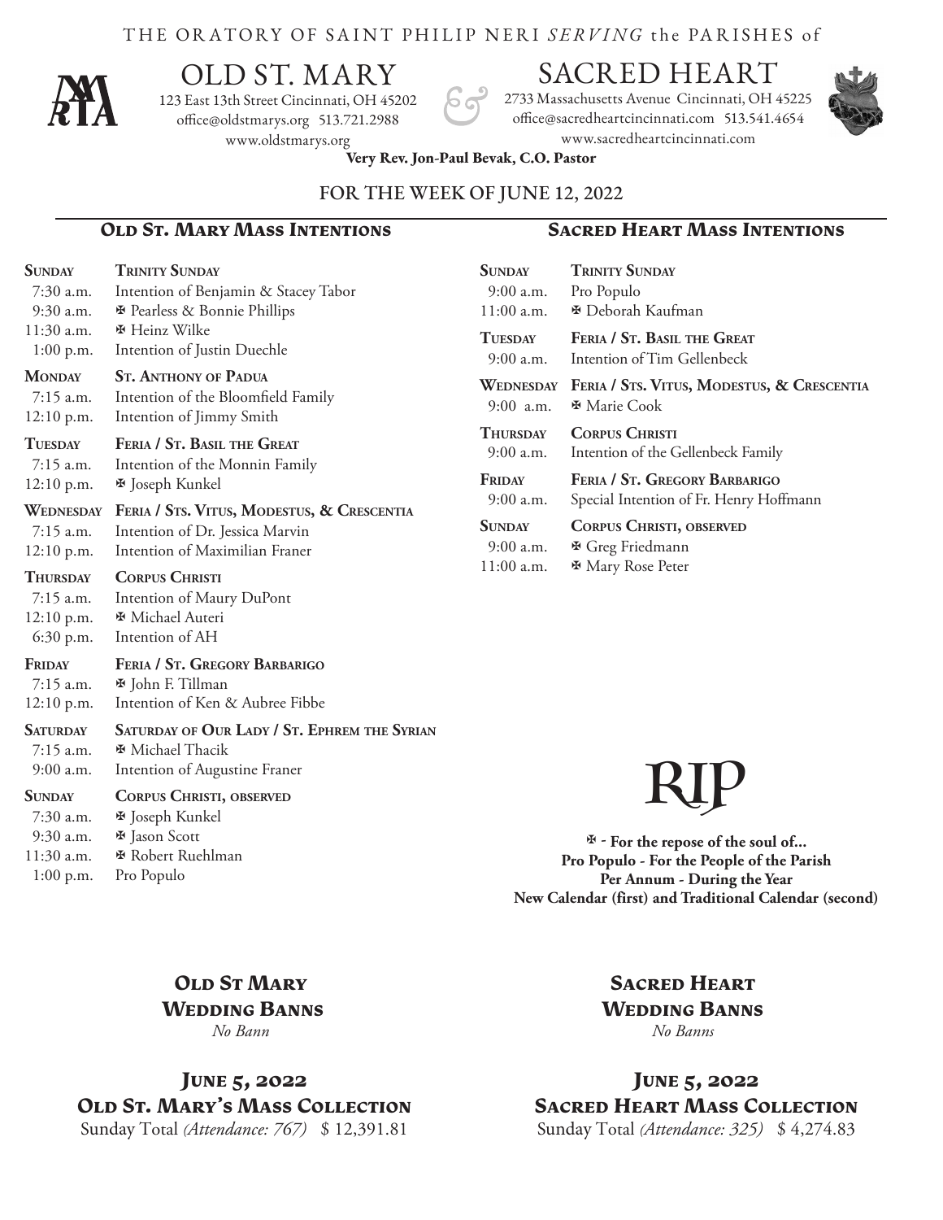THE ORATORY OF SAINT PHILIP NERI *SERVING* the PARISHES of

# OLD ST. MARY & SACRED HEART

123 East 13th Street Cincinnati, OH 45202
office@oldstmarys.org 513.721.2988
www.oldstmarys.org

2733 Massachusetts Avenue Cincinnati, OH 45225
office@sacredheartcincinnati.com 513.541.4654
www.sacredheartcincinnati.com

**Very Rev. Jon-Paul Bevak, C.O. Pastor**

## FOR THE WEEK OF JUNE 12, 2022

### Old St. Mary Mass Intentions

| | |
|---|---|
| **SUNDAY** | **TRINITY SUNDAY** |
| 7:30 a.m. | Intention of Benjamin & Stacey Tabor |
| 9:30 a.m. | ✠ Pearless & Bonnie Phillips |
| 11:30 a.m. | ✠ Heinz Wilke |
| 1:00 p.m. | Intention of Justin Duechle |
| **MONDAY** | **ST. ANTHONY OF PADUA** |
| 7:15 a.m. | Intention of the Bloomfield Family |
| 12:10 p.m. | Intention of Jimmy Smith |
| **TUESDAY** | **FERIA / ST. BASIL THE GREAT** |
| 7:15 a.m. | Intention of the Monnin Family |
| 12:10 p.m. | ✠ Joseph Kunkel |
| **WEDNESDAY** | **FERIA / STS. VITUS, MODESTUS, & CRESCENTIA** |
| 7:15 a.m. | Intention of Dr. Jessica Marvin |
| 12:10 p.m. | Intention of Maximilian Franer |
| **THURSDAY** | **CORPUS CHRISTI** |
| 7:15 a.m. | Intention of Maury DuPont |
| 12:10 p.m. | ✠ Michael Auteri |
| 6:30 p.m. | Intention of AH |
| **FRIDAY** | **FERIA / ST. GREGORY BARBARIGO** |
| 7:15 a.m. | ✠ John F. Tillman |
| 12:10 p.m. | Intention of Ken & Aubree Fibbe |
| **SATURDAY** | **SATURDAY OF OUR LADY / ST. EPHREM THE SYRIAN** |
| 7:15 a.m. | ✠ Michael Thacik |
| 9:00 a.m. | Intention of Augustine Franer |
| **SUNDAY** | **CORPUS CHRISTI, OBSERVED** |
| 7:30 a.m. | ✠ Joseph Kunkel |
| 9:30 a.m. | ✠ Jason Scott |
| 11:30 a.m. | ✠ Robert Ruehlman |
| 1:00 p.m. | Pro Populo |

### Sacred Heart Mass Intentions

| | |
|---|---|
| **SUNDAY** | **TRINITY SUNDAY** |
| 9:00 a.m. | Pro Populo |
| 11:00 a.m. | ✠ Deborah Kaufman |
| **TUESDAY** | **FERIA / ST. BASIL THE GREAT** |
| 9:00 a.m. | Intention of Tim Gellenbeck |
| **WEDNESDAY** | **FERIA / STS. VITUS, MODESTUS, & CRESCENTIA** |
| 9:00 a.m. | ✠ Marie Cook |
| **THURSDAY** | **CORPUS CHRISTI** |
| 9:00 a.m. | Intention of the Gellenbeck Family |
| **FRIDAY** | **FERIA / ST. GREGORY BARBARIGO** |
| 9:00 a.m. | Special Intention of Fr. Henry Hoffmann |
| **SUNDAY** | **CORPUS CHRISTI, OBSERVED** |
| 9:00 a.m. | ✠ Greg Friedmann |
| 11:00 a.m. | ✠ Mary Rose Peter |

# RIP

**✠ - For the repose of the soul of...**
**Pro Populo - For the People of the Parish**
**Per Annum - During the Year**
**New Calendar (first) and Traditional Calendar (second)**

### Old St Mary Wedding Banns

*No Bann*

### Sacred Heart Wedding Banns

*No Banns*

### June 5, 2022 Old St. Mary's Mass Collection

Sunday Total *(Attendance: 767)* $ 12,391.81

### June 5, 2022 Sacred Heart Mass Collection

Sunday Total *(Attendance: 325)* $ 4,274.83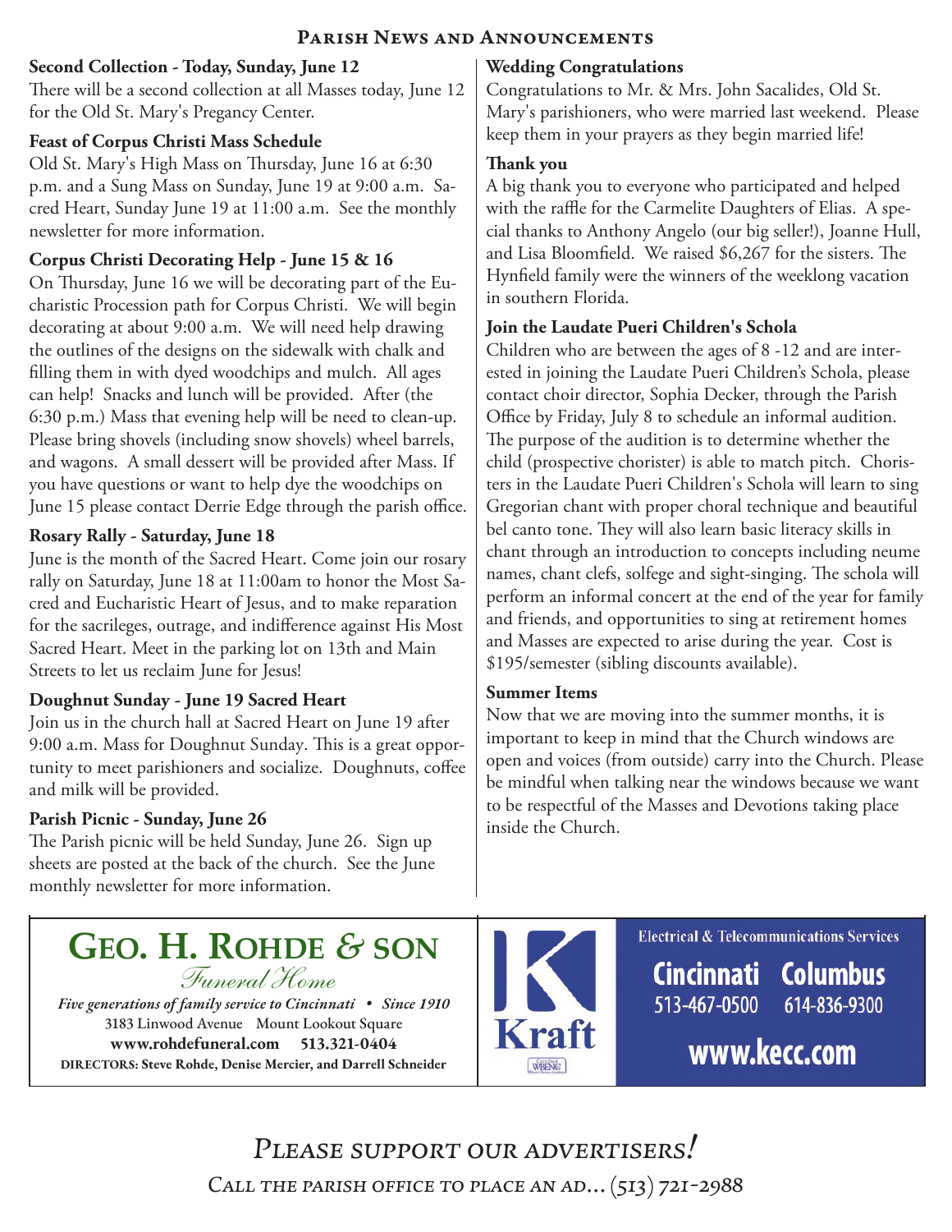# Parish News and Announcements

**Second Collection - Today, Sunday, June 12**

There will be a second collection at all Masses today, June 12 for the Old St. Mary's Pregancy Center.

**Feast of Corpus Christi Mass Schedule**

Old St. Mary's High Mass on Thursday, June 16 at 6:30 p.m. and a Sung Mass on Sunday, June 19 at 9:00 a.m. Sacred Heart, Sunday June 19 at 11:00 a.m. See the monthly newsletter for more information.

**Corpus Christi Decorating Help - June 15 & 16**

On Thursday, June 16 we will be decorating part of the Eucharistic Procession path for Corpus Christi. We will begin decorating at about 9:00 a.m. We will need help drawing the outlines of the designs on the sidewalk with chalk and filling them in with dyed woodchips and mulch. All ages can help! Snacks and lunch will be provided. After (the 6:30 p.m.) Mass that evening help will be need to clean-up. Please bring shovels (including snow shovels) wheel barrels, and wagons. A small dessert will be provided after Mass. If you have questions or want to help dye the woodchips on June 15 please contact Derrie Edge through the parish office.

**Rosary Rally - Saturday, June 18**

June is the month of the Sacred Heart. Come join our rosary rally on Saturday, June 18 at 11:00am to honor the Most Sacred and Eucharistic Heart of Jesus, and to make reparation for the sacrileges, outrage, and indifference against His Most Sacred Heart. Meet in the parking lot on 13th and Main Streets to let us reclaim June for Jesus!

**Doughnut Sunday - June 19 Sacred Heart**

Join us in the church hall at Sacred Heart on June 19 after 9:00 a.m. Mass for Doughnut Sunday. This is a great opportunity to meet parishioners and socialize. Doughnuts, coffee and milk will be provided.

**Parish Picnic - Sunday, June 26**

The Parish picnic will be held Sunday, June 26. Sign up sheets are posted at the back of the church. See the June monthly newsletter for more information.

**Wedding Congratulations**

Congratulations to Mr. & Mrs. John Sacalides, Old St. Mary's parishioners, who were married last weekend. Please keep them in your prayers as they begin married life!

**Thank you**

A big thank you to everyone who participated and helped with the raffle for the Carmelite Daughters of Elias. A special thanks to Anthony Angelo (our big seller!), Joanne Hull, and Lisa Bloomfield. We raised $6,267 for the sisters. The Hynfield family were the winners of the weeklong vacation in southern Florida.

**Join the Laudate Pueri Children's Schola**

Children who are between the ages of 8 -12 and are interested in joining the Laudate Pueri Children's Schola, please contact choir director, Sophia Decker, through the Parish Office by Friday, July 8 to schedule an informal audition. The purpose of the audition is to determine whether the child (prospective chorister) is able to match pitch. Choristers in the Laudate Pueri Children's Schola will learn to sing Gregorian chant with proper choral technique and beautiful bel canto tone. They will also learn basic literacy skills in chant through an introduction to concepts including neume names, chant clefs, solfege and sight-singing. The schola will perform an informal concert at the end of the year for family and friends, and opportunities to sing at retirement homes and Masses are expected to arise during the year. Cost is $195/semester (sibling discounts available).

**Summer Items**

Now that we are moving into the summer months, it is important to keep in mind that the Church windows are open and voices (from outside) carry into the Church. Please be mindful when talking near the windows because we want to be respectful of the Masses and Devotions taking place inside the Church.

---

**Geo. H. Rohde & son**
*Funeral Home*
*Five generations of family service to Cincinnati • Since 1910*
3183 Linwood Avenue Mount Lookout Square
**www.rohdefuneral.com 513.321-0404**
**DIRECTORS: Steve Rohde, Denise Mercier, and Darrell Schneider**

**Kraft**
Electrical & Telecommunications Services
Cincinnati 513-467-0500
Columbus 614-836-9300
www.kecc.com

*Please support our advertisers!*
*Call the parish office to place an ad... (513) 721-2988*